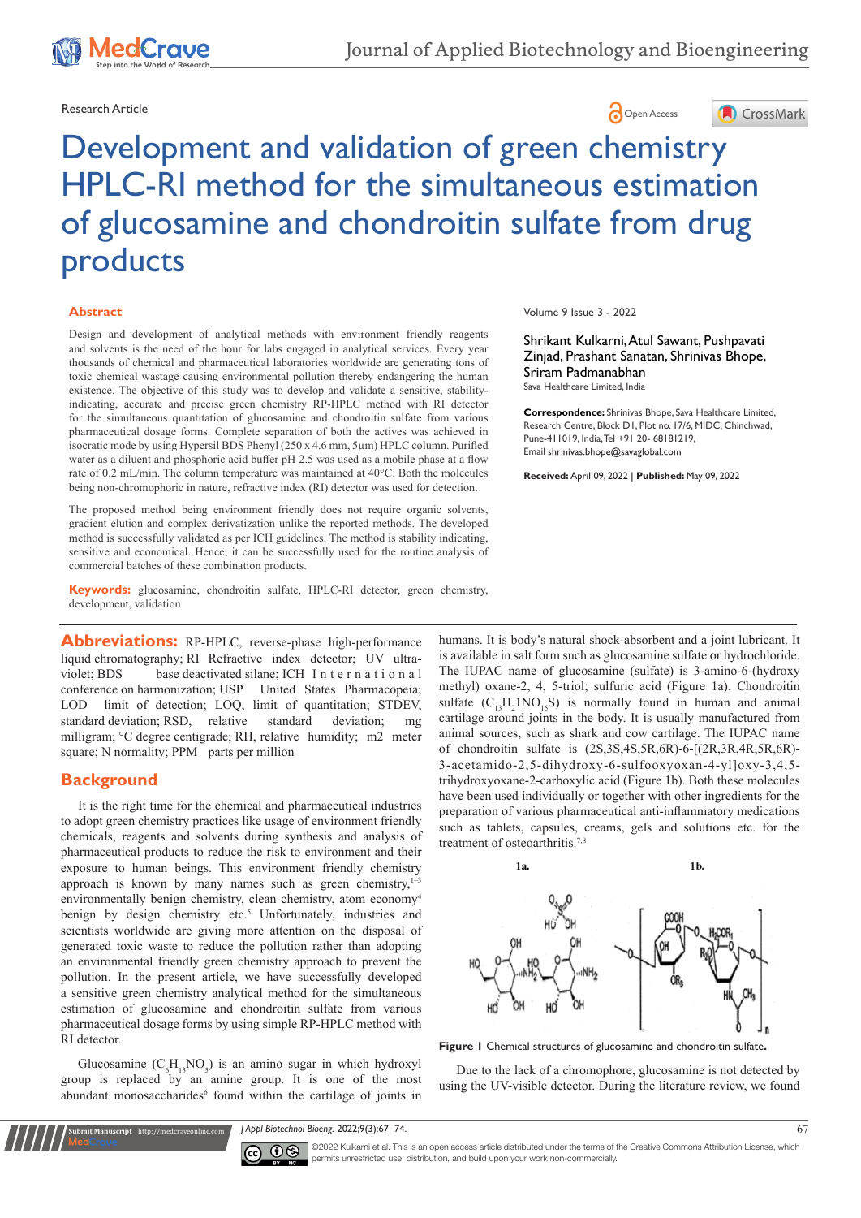Research Article

Open Access

# Development and validation of green chemistry HPLC-RI method for the simultaneous estimation of glucosamine and chondroitin sulfate from drug products

Volume 9 Issue 3 - 2022

Shrikant Kulkarni, Atul Sawant, Pushpavati Zinjad, Prashant Sanatan, Shrinivas Bhope, Sriram Padmanabhan

Sava Healthcare Limited, India

**Correspondence:** Shrinivas Bhope, Sava Healthcare Limited, Research Centre, Block D1, Plot no. 17/6, MIDC, Chinchwad, Pune-411019, India, Tel +91 20- 68181219, Email shrinivas.bhope@savaglobal.com

**Received:** April 09, 2022 | **Published:** May 09, 2022

## Abstract

Design and development of analytical methods with environment friendly reagents and solvents is the need of the hour for labs engaged in analytical services. Every year thousands of chemical and pharmaceutical laboratories worldwide are generating tons of toxic chemical wastage causing environmental pollution thereby endangering the human existence. The objective of this study was to develop and validate a sensitive, stability-indicating, accurate and precise green chemistry RP-HPLC method with RI detector for the simultaneous quantitation of glucosamine and chondroitin sulfate from various pharmaceutical dosage forms. Complete separation of both the actives was achieved in isocratic mode by using Hypersil BDS Phenyl (250 x 4.6 mm, 5µm) HPLC column. Purified water as a diluent and phosphoric acid buffer pH 2.5 was used as a mobile phase at a flow rate of 0.2 mL/min. The column temperature was maintained at 40°C. Both the molecules being non-chromophoric in nature, refractive index (RI) detector was used for detection.

The proposed method being environment friendly does not require organic solvents, gradient elution and complex derivatization unlike the reported methods. The developed method is successfully validated as per ICH guidelines. The method is stability indicating, sensitive and economical. Hence, it can be successfully used for the routine analysis of commercial batches of these combination products.

**Keywords:** glucosamine, chondroitin sulfate, HPLC-RI detector, green chemistry, development, validation

**Abbreviations:** RP-HPLC, reverse-phase high-performance liquid chromatography; RI Refractive index detector; UV ultra-violet; BDS base deactivated silane; ICH International conference on harmonization; USP United States Pharmacopeia; LOD limit of detection; LOQ, limit of quantitation; STDEV, standard deviation; RSD, relative standard deviation; mg milligram; °C degree centigrade; RH, relative humidity; m2 meter square; N normality; PPM parts per million

## Background

It is the right time for the chemical and pharmaceutical industries to adopt green chemistry practices like usage of environment friendly chemicals, reagents and solvents during synthesis and analysis of pharmaceutical products to reduce the risk to environment and their exposure to human beings. This environment friendly chemistry approach is known by many names such as green chemistry,[1–3] environmentally benign chemistry, clean chemistry, atom economy[4] benign by design chemistry etc.[5] Unfortunately, industries and scientists worldwide are giving more attention on the disposal of generated toxic waste to reduce the pollution rather than adopting an environmental friendly green chemistry approach to prevent the pollution. In the present article, we have successfully developed a sensitive green chemistry analytical method for the simultaneous estimation of glucosamine and chondroitin sulfate from various pharmaceutical dosage forms by using simple RP-HPLC method with RI detector.

Glucosamine ($C_6H_{13}NO_5$) is an amino sugar in which hydroxyl group is replaced by an amine group. It is one of the most abundant monosaccharides[6] found within the cartilage of joints in humans. It is body's natural shock-absorbent and a joint lubricant. It is available in salt form such as glucosamine sulfate or hydrochloride. The IUPAC name of glucosamine (sulfate) is 3-amino-6-(hydroxy methyl) oxane-2, 4, 5-triol; sulfuric acid (Figure 1a). Chondroitin sulfate ($C_{13}H_21NO_{15}S$) is normally found in human and animal cartilage around joints in the body. It is usually manufactured from animal sources, such as shark and cow cartilage. The IUPAC name of chondroitin sulfate is (2S,3S,4S,5R,6R)-6-[(2R,3R,4R,5R,6R)-3-acetamido-2,5-dihydroxy-6-sulfooxyoxan-4-yl]oxy-3,4,5-trihydroxyoxane-2-carboxylic acid (Figure 1b). Both these molecules have been used individually or together with other ingredients for the preparation of various pharmaceutical anti-inflammatory medications such as tablets, capsules, creams, gels and solutions etc. for the treatment of osteoarthritis.[7,8]

1a. 1b.

**Figure 1** Chemical structures of glucosamine and chondroitin sulfate.

Due to the lack of a chromophore, glucosamine is not detected by using the UV-visible detector. During the literature review, we found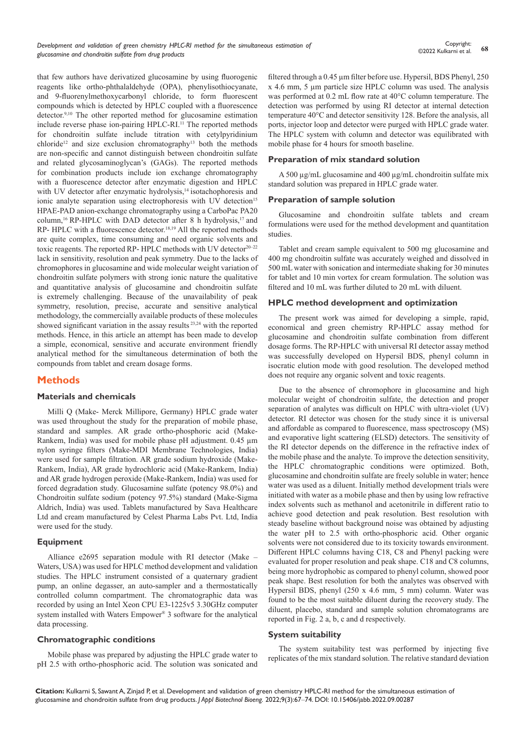that few authors have derivatized glucosamine by using fluorogenic reagents like ortho-phthalaldehyde (OPA), phenylisothiocyanate, and 9-fluorenylmethoxycarbonyl chloride, to form fluorescent compounds which is detected by HPLC coupled with a fluorescence detector.[9,10] The other reported method for glucosamine estimation include reverse phase ion-pairing HPLC-RI.[11] The reported methods for chondroitin sulfate include titration with cetylpyridinium chloride[12] and size exclusion chromatography[13] both the methods are non-specific and cannot distinguish between chondroitin sulfate and related glycosaminoglycan's (GAGs). The reported methods for combination products include ion exchange chromatography with a fluorescence detector after enzymatic digestion and HPLC with UV detector after enzymatic hydrolysis,[14] isotachophoresis and ionic analyte separation using electrophoresis with UV detection[15] HPAE-PAD anion-exchange chromatography using a CarboPac PA20 column,[16] RP-HPLC with DAD detector after 8 h hydrolysis,[17] and RP- HPLC with a fluorescence detector.[18,19] All the reported methods are quite complex, time consuming and need organic solvents and toxic reagents. The reported RP- HPLC methods with UV detector[20–22] lack in sensitivity, resolution and peak symmetry. Due to the lacks of chromophores in glucosamine and wide molecular weight variation of chondroitin sulfate polymers with strong ionic nature the qualitative and quantitative analysis of glucosamine and chondroitin sulfate is extremely challenging. Because of the unavailability of peak symmetry, resolution, precise, accurate and sensitive analytical methodology, the commercially available products of these molecules showed significant variation in the assay results [23,24] with the reported methods. Hence, in this article an attempt has been made to develop a simple, economical, sensitive and accurate environment friendly analytical method for the simultaneous determination of both the compounds from tablet and cream dosage forms.

## Methods

### Materials and chemicals

Milli Q (Make- Merck Millipore, Germany) HPLC grade water was used throughout the study for the preparation of mobile phase, standard and samples. AR grade ortho-phosphoric acid (Make-Rankem, India) was used for mobile phase pH adjustment. 0.45 µm nylon syringe filters (Make-MDI Membrane Technologies, India) were used for sample filtration. AR grade sodium hydroxide (Make-Rankem, India), AR grade hydrochloric acid (Make-Rankem, India) and AR grade hydrogen peroxide (Make-Rankem, India) was used for forced degradation study. Glucosamine sulfate (potency 98.0%) and Chondroitin sulfate sodium (potency 97.5%) standard (Make-Sigma Aldrich, India) was used. Tablets manufactured by Sava Healthcare Ltd and cream manufactured by Celest Pharma Labs Pvt. Ltd, India were used for the study.

### Equipment

Alliance e2695 separation module with RI detector (Make – Waters, USA) was used for HPLC method development and validation studies. The HPLC instrument consisted of a quaternary gradient pump, an online degasser, an auto-sampler and a thermostatically controlled column compartment. The chromatographic data was recorded by using an Intel Xeon CPU E3-1225v5 3.30GHz computer system installed with Waters Empower® 3 software for the analytical data processing.

### Chromatographic conditions

Mobile phase was prepared by adjusting the HPLC grade water to pH 2.5 with ortho-phosphoric acid. The solution was sonicated and filtered through a 0.45 µm filter before use. Hypersil, BDS Phenyl, 250 x 4.6 mm, 5 µm particle size HPLC column was used. The analysis was performed at 0.2 mL flow rate at 40°C column temperature. The detection was performed by using RI detector at internal detection temperature 40°C and detector sensitivity 128. Before the analysis, all ports, injector loop and detector were purged with HPLC grade water. The HPLC system with column and detector was equilibrated with mobile phase for 4 hours for smooth baseline.

### Preparation of mix standard solution

A 500 µg/mL glucosamine and 400 µg/mL chondroitin sulfate mix standard solution was prepared in HPLC grade water.

### Preparation of sample solution

Glucosamine and chondroitin sulfate tablets and cream formulations were used for the method development and quantitation studies.

Tablet and cream sample equivalent to 500 mg glucosamine and 400 mg chondroitin sulfate was accurately weighed and dissolved in 500 mL water with sonication and intermediate shaking for 30 minutes for tablet and 10 min vortex for cream formulation. The solution was filtered and 10 mL was further diluted to 20 mL with diluent.

### HPLC method development and optimization

The present work was aimed for developing a simple, rapid, economical and green chemistry RP-HPLC assay method for glucosamine and chondroitin sulfate combination from different dosage forms. The RP-HPLC with universal RI detector assay method was successfully developed on Hypersil BDS, phenyl column in isocratic elution mode with good resolution. The developed method does not require any organic solvent and toxic reagents.

Due to the absence of chromophore in glucosamine and high molecular weight of chondroitin sulfate, the detection and proper separation of analytes was difficult on HPLC with ultra-violet (UV) detector. RI detector was chosen for the study since it is universal and affordable as compared to fluorescence, mass spectroscopy (MS) and evaporative light scattering (ELSD) detectors. The sensitivity of the RI detector depends on the difference in the refractive index of the mobile phase and the analyte. To improve the detection sensitivity, the HPLC chromatographic conditions were optimized. Both, glucosamine and chondroitin sulfate are freely soluble in water; hence water was used as a diluent. Initially method development trials were initiated with water as a mobile phase and then by using low refractive index solvents such as methanol and acetonitrile in different ratio to achieve good detection and peak resolution. Best resolution with steady baseline without background noise was obtained by adjusting the water pH to 2.5 with ortho-phosphoric acid. Other organic solvents were not considered due to its toxicity towards environment. Different HPLC columns having C18, C8 and Phenyl packing were evaluated for proper resolution and peak shape. C18 and C8 columns, being more hydrophobic as compared to phenyl column, showed poor peak shape. Best resolution for both the analytes was observed with Hypersil BDS, phenyl (250 x 4.6 mm, 5 mm) column. Water was found to be the most suitable diluent during the recovery study. The diluent, placebo, standard and sample solution chromatograms are reported in Fig. 2 a, b, c and d respectively.

### System suitability

The system suitability test was performed by injecting five replicates of the mix standard solution. The relative standard deviation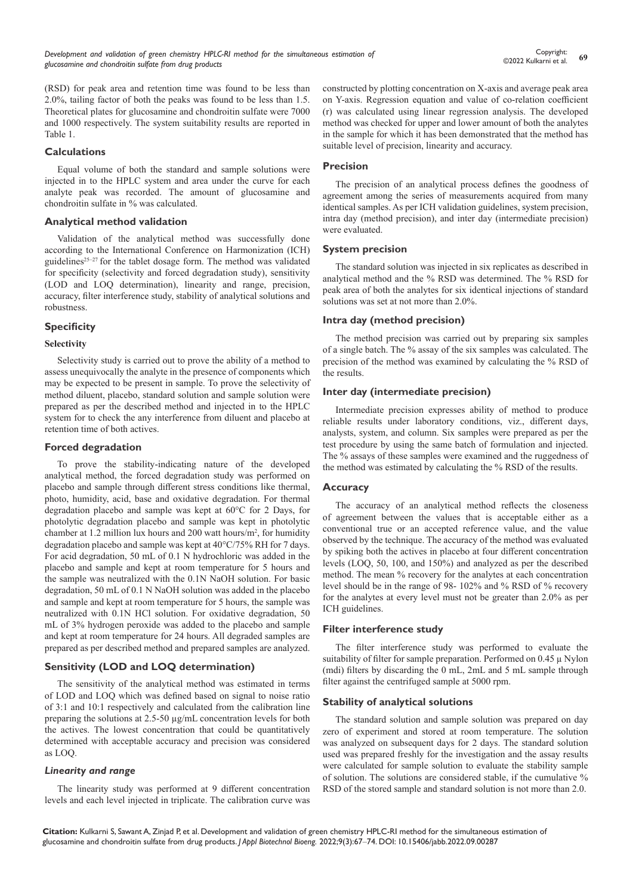(RSD) for peak area and retention time was found to be less than 2.0%, tailing factor of both the peaks was found to be less than 1.5. Theoretical plates for glucosamine and chondroitin sulfate were 7000 and 1000 respectively. The system suitability results are reported in Table 1.

## Calculations

Equal volume of both the standard and sample solutions were injected in to the HPLC system and area under the curve for each analyte peak was recorded. The amount of glucosamine and chondroitin sulfate in % was calculated.

## Analytical method validation

Validation of the analytical method was successfully done according to the International Conference on Harmonization (ICH) guidelines[25–27] for the tablet dosage form. The method was validated for specificity (selectivity and forced degradation study), sensitivity (LOD and LOQ determination), linearity and range, precision, accuracy, filter interference study, stability of analytical solutions and robustness.

## Specificity

### Selectivity

Selectivity study is carried out to prove the ability of a method to assess unequivocally the analyte in the presence of components which may be expected to be present in sample. To prove the selectivity of method diluent, placebo, standard solution and sample solution were prepared as per the described method and injected in to the HPLC system for to check the any interference from diluent and placebo at retention time of both actives.

## Forced degradation

To prove the stability-indicating nature of the developed analytical method, the forced degradation study was performed on placebo and sample through different stress conditions like thermal, photo, humidity, acid, base and oxidative degradation. For thermal degradation placebo and sample was kept at 60°C for 2 Days, for photolytic degradation placebo and sample was kept in photolytic chamber at 1.2 million lux hours and 200 watt hours/m$^2$, for humidity degradation placebo and sample was kept at 40°C/75% RH for 7 days. For acid degradation, 50 mL of 0.1 N hydrochloric was added in the placebo and sample and kept at room temperature for 5 hours and the sample was neutralized with the 0.1N NaOH solution. For basic degradation, 50 mL of 0.1 N NaOH solution was added in the placebo and sample and kept at room temperature for 5 hours, the sample was neutralized with 0.1N HCl solution. For oxidative degradation, 50 mL of 3% hydrogen peroxide was added to the placebo and sample and kept at room temperature for 24 hours. All degraded samples are prepared as per described method and prepared samples are analyzed.

## Sensitivity (LOD and LOQ determination)

The sensitivity of the analytical method was estimated in terms of LOD and LOQ which was defined based on signal to noise ratio of 3:1 and 10:1 respectively and calculated from the calibration line preparing the solutions at 2.5-50 µg/mL concentration levels for both the actives. The lowest concentration that could be quantitatively determined with acceptable accuracy and precision was considered as LOQ.

### *Linearity and range*

The linearity study was performed at 9 different concentration levels and each level injected in triplicate. The calibration curve was constructed by plotting concentration on X-axis and average peak area on Y-axis. Regression equation and value of co-relation coefficient (r) was calculated using linear regression analysis. The developed method was checked for upper and lower amount of both the analytes in the sample for which it has been demonstrated that the method has suitable level of precision, linearity and accuracy.

## Precision

The precision of an analytical process defines the goodness of agreement among the series of measurements acquired from many identical samples. As per ICH validation guidelines, system precision, intra day (method precision), and inter day (intermediate precision) were evaluated.

## System precision

The standard solution was injected in six replicates as described in analytical method and the % RSD was determined. The % RSD for peak area of both the analytes for six identical injections of standard solutions was set at not more than 2.0%.

## Intra day (method precision)

The method precision was carried out by preparing six samples of a single batch. The % assay of the six samples was calculated. The precision of the method was examined by calculating the % RSD of the results.

## Inter day (intermediate precision)

Intermediate precision expresses ability of method to produce reliable results under laboratory conditions, viz., different days, analysts, system, and column. Six samples were prepared as per the test procedure by using the same batch of formulation and injected. The % assays of these samples were examined and the ruggedness of the method was estimated by calculating the % RSD of the results.

## Accuracy

The accuracy of an analytical method reflects the closeness of agreement between the values that is acceptable either as a conventional true or an accepted reference value, and the value observed by the technique. The accuracy of the method was evaluated by spiking both the actives in placebo at four different concentration levels (LOQ, 50, 100, and 150%) and analyzed as per the described method. The mean % recovery for the analytes at each concentration level should be in the range of 98- 102% and % RSD of % recovery for the analytes at every level must not be greater than 2.0% as per ICH guidelines.

## Filter interference study

The filter interference study was performed to evaluate the suitability of filter for sample preparation. Performed on 0.45 µ Nylon (mdi) filters by discarding the 0 mL, 2mL and 5 mL sample through filter against the centrifuged sample at 5000 rpm.

## Stability of analytical solutions

The standard solution and sample solution was prepared on day zero of experiment and stored at room temperature. The solution was analyzed on subsequent days for 2 days. The standard solution used was prepared freshly for the investigation and the assay results were calculated for sample solution to evaluate the stability sample of solution. The solutions are considered stable, if the cumulative % RSD of the stored sample and standard solution is not more than 2.0.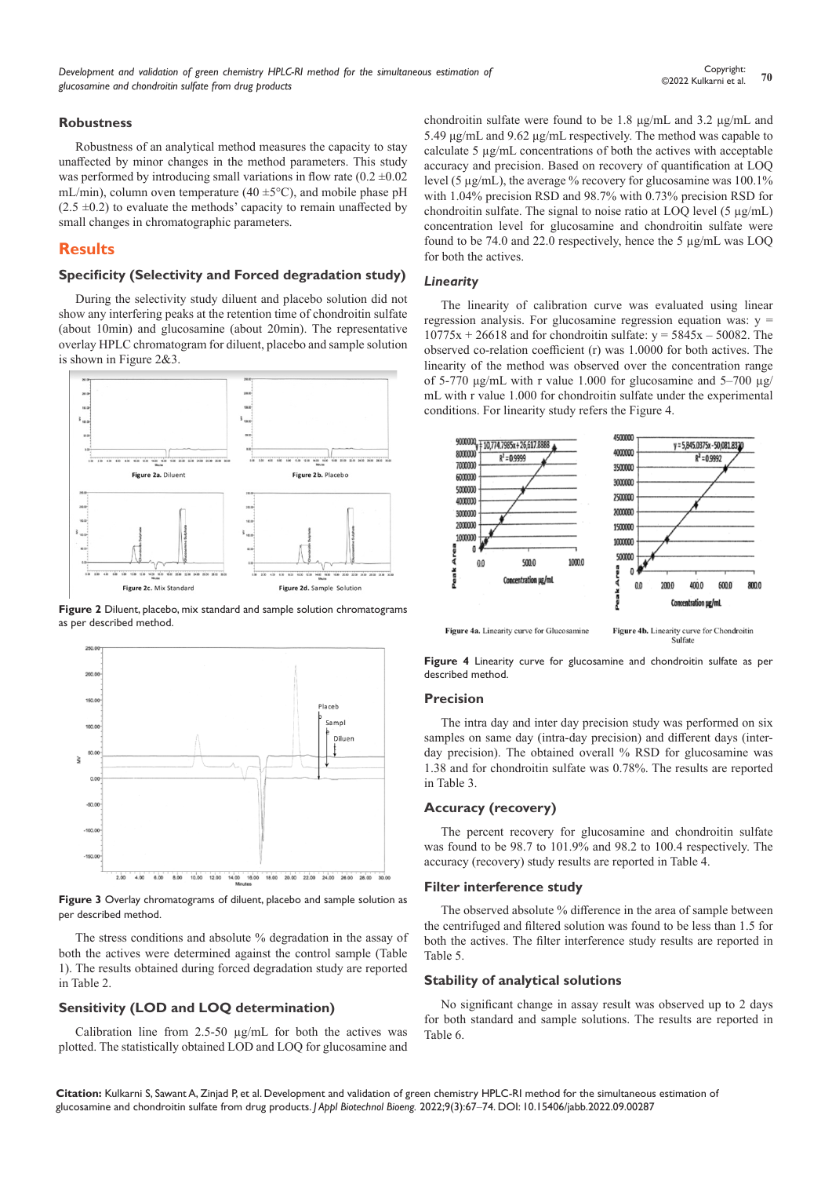### Robustness

Robustness of an analytical method measures the capacity to stay unaffected by minor changes in the method parameters. This study was performed by introducing small variations in flow rate (0.2 ±0.02 mL/min), column oven temperature (40 ±5°C), and mobile phase pH (2.5 ±0.2) to evaluate the methods' capacity to remain unaffected by small changes in chromatographic parameters.

## Results

### Specificity (Selectivity and Forced degradation study)

During the selectivity study diluent and placebo solution did not show any interfering peaks at the retention time of chondroitin sulfate (about 10min) and glucosamine (about 20min). The representative overlay HPLC chromatogram for diluent, placebo and sample solution is shown in Figure 2&3.

Figure 2a. Diluent

Figure 2b. Placebo

Figure 2c. Mix Standard

Figure 2d. Sample Solution

**Figure 2** Diluent, placebo, mix standard and sample solution chromatograms as per described method.

Placebo

Sample

Diluent

**Figure 3** Overlay chromatograms of diluent, placebo and sample solution as per described method.

The stress conditions and absolute % degradation in the assay of both the actives were determined against the control sample (Table 1). The results obtained during forced degradation study are reported in Table 2.

### Sensitivity (LOD and LOQ determination)

Calibration line from 2.5-50 µg/mL for both the actives was plotted. The statistically obtained LOD and LOQ for glucosamine and chondroitin sulfate were found to be 1.8 µg/mL and 3.2 µg/mL and 5.49 µg/mL and 9.62 µg/mL respectively. The method was capable to calculate 5 µg/mL concentrations of both the actives with acceptable accuracy and precision. Based on recovery of quantification at LOQ level (5 µg/mL), the average % recovery for glucosamine was 100.1% with 1.04% precision RSD and 98.7% with 0.73% precision RSD for chondroitin sulfate. The signal to noise ratio at LOQ level (5 µg/mL) concentration level for glucosamine and chondroitin sulfate were found to be 74.0 and 22.0 respectively, hence the 5 µg/mL was LOQ for both the actives.

#### *Linearity*

The linearity of calibration curve was evaluated using linear regression analysis. For glucosamine regression equation was: $y = 10775x + 26618$ and for chondroitin sulfate: $y = 5845x – 50082$. The observed co-relation coefficient (r) was 1.0000 for both actives. The linearity of the method was observed over the concentration range of 5-770 µg/mL with r value 1.000 for glucosamine and 5–700 µg/mL with r value 1.000 for chondroitin sulfate under the experimental conditions. For linearity study refers the Figure 4.

y = 10,774.7985x + 26,617.8888
$R^2 = 0.9999$

y = 5,845.0375x - 50,081.8370
$R^2 = 0.9992$

Figure 4a. Linearity curve for Glucosamine

Figure 4b. Linearity curve for Chondroitin Sulfate

**Figure 4** Linearity curve for glucosamine and chondroitin sulfate as per described method.

### Precision

The intra day and inter day precision study was performed on six samples on same day (intra-day precision) and different days (inter-day precision). The obtained overall % RSD for glucosamine was 1.38 and for chondroitin sulfate was 0.78%. The results are reported in Table 3.

### Accuracy (recovery)

The percent recovery for glucosamine and chondroitin sulfate was found to be 98.7 to 101.9% and 98.2 to 100.4 respectively. The accuracy (recovery) study results are reported in Table 4.

### Filter interference study

The observed absolute % difference in the area of sample between the centrifuged and filtered solution was found to be less than 1.5 for both the actives. The filter interference study results are reported in Table 5.

### Stability of analytical solutions

No significant change in assay result was observed up to 2 days for both standard and sample solutions. The results are reported in Table 6.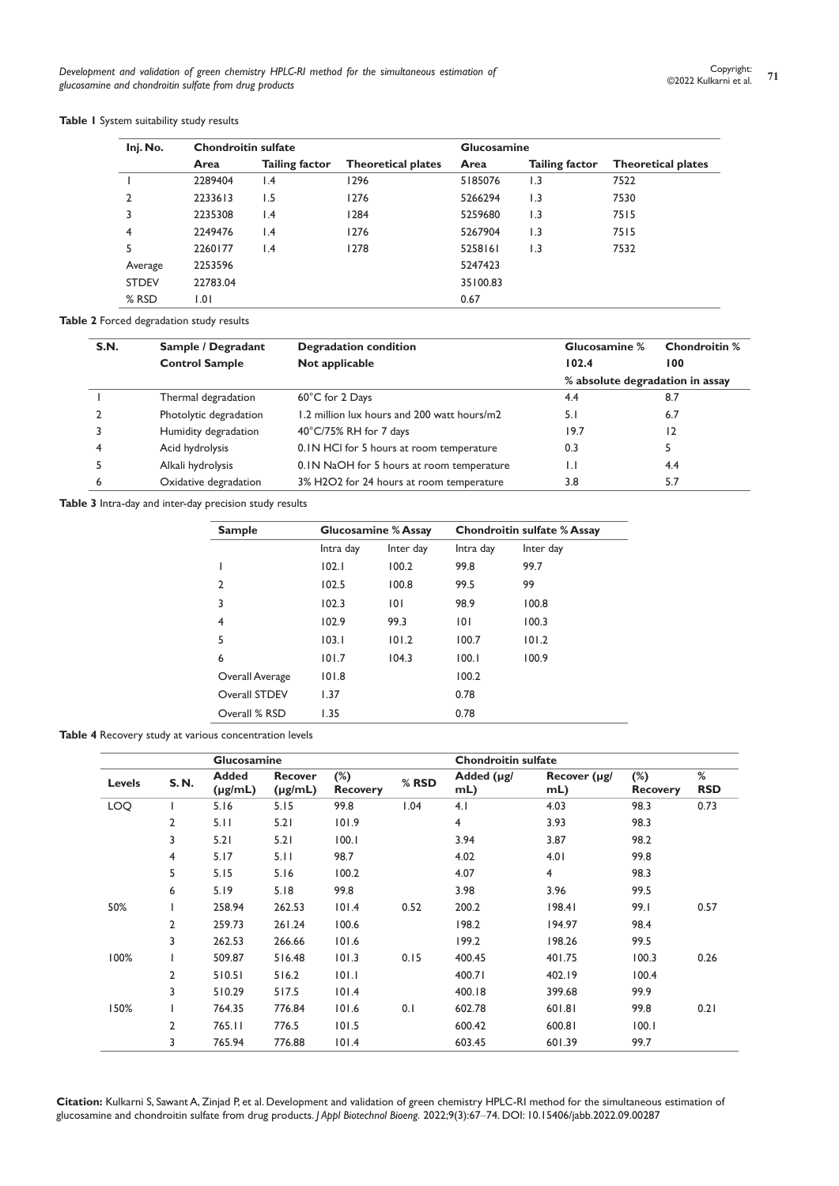**Table 1** System suitability study results

| Inj. No. | Chondroitin sulfate | | | Glucosamine | | |
|---|---|---|---|---|---|---|
| | Area | Tailing factor | Theoretical plates | Area | Tailing factor | Theoretical plates |
| 1 | 2289404 | 1.4 | 1296 | 5185076 | 1.3 | 7522 |
| 2 | 2233613 | 1.5 | 1276 | 5266294 | 1.3 | 7530 |
| 3 | 2235308 | 1.4 | 1284 | 5259680 | 1.3 | 7515 |
| 4 | 2249476 | 1.4 | 1276 | 5267904 | 1.3 | 7515 |
| 5 | 2260177 | 1.4 | 1278 | 5258161 | 1.3 | 7532 |
| Average | 2253596 | | | 5247423 | | |
| STDEV | 22783.04 | | | 35100.83 | | |
| % RSD | 1.01 | | | 0.67 | | |

**Table 2** Forced degradation study results

| S.N. | Sample / Degradant | Degradation condition | Glucosamine % | Chondroitin % |
|---|---|---|---|---|
| | Control Sample | Not applicable | 102.4 | 100 |
| | | | % absolute degradation in assay | |
| 1 | Thermal degradation | 60°C for 2 Days | 4.4 | 8.7 |
| 2 | Photolytic degradation | 1.2 million lux hours and 200 watt hours/m2 | 5.1 | 6.7 |
| 3 | Humidity degradation | 40°C/75% RH for 7 days | 19.7 | 12 |
| 4 | Acid hydrolysis | 0.1N HCl for 5 hours at room temperature | 0.3 | 5 |
| 5 | Alkali hydrolysis | 0.1N NaOH for 5 hours at room temperature | 1.1 | 4.4 |
| 6 | Oxidative degradation | 3% $H_2O_2$ for 24 hours at room temperature | 3.8 | 5.7 |

**Table 3** Intra-day and inter-day precision study results

| Sample | Glucosamine % Assay | | Chondroitin sulfate % Assay | |
|---|---|---|---|---|
| | Intra day | Inter day | Intra day | Inter day |
| 1 | 102.1 | 100.2 | 99.8 | 99.7 |
| 2 | 102.5 | 100.8 | 99.5 | 99 |
| 3 | 102.3 | 101 | 98.9 | 100.8 |
| 4 | 102.9 | 99.3 | 101 | 100.3 |
| 5 | 103.1 | 101.2 | 100.7 | 101.2 |
| 6 | 101.7 | 104.3 | 100.1 | 100.9 |
| Overall Average | 101.8 | | 100.2 | |
| Overall STDEV | 1.37 | | 0.78 | |
| Overall % RSD | 1.35 | | 0.78 | |

**Table 4** Recovery study at various concentration levels

| | | Glucosamine | | | | Chondroitin sulfate | | | |
|---|---|---|---|---|---|---|---|---|---|
| Levels | S. N. | Added (μg/mL) | Recover (μg/mL) | (%) Recovery | % RSD | Added (μg/mL) | Recover (μg/mL) | (%) Recovery | % RSD |
| LOQ | 1 | 5.16 | 5.15 | 99.8 | 1.04 | 4.1 | 4.03 | 98.3 | 0.73 |
| | 2 | 5.11 | 5.21 | 101.9 | | 4 | 3.93 | 98.3 | |
| | 3 | 5.21 | 5.21 | 100.1 | | 3.94 | 3.87 | 98.2 | |
| | 4 | 5.17 | 5.11 | 98.7 | | 4.02 | 4.01 | 99.8 | |
| | 5 | 5.15 | 5.16 | 100.2 | | 4.07 | 4 | 98.3 | |
| | 6 | 5.19 | 5.18 | 99.8 | | 3.98 | 3.96 | 99.5 | |
| 50% | 1 | 258.94 | 262.53 | 101.4 | 0.52 | 200.2 | 198.41 | 99.1 | 0.57 |
| | 2 | 259.73 | 261.24 | 100.6 | | 198.2 | 194.97 | 98.4 | |
| | 3 | 262.53 | 266.66 | 101.6 | | 199.2 | 198.26 | 99.5 | |
| 100% | 1 | 509.87 | 516.48 | 101.3 | 0.15 | 400.45 | 401.75 | 100.3 | 0.26 |
| | 2 | 510.51 | 516.2 | 101.1 | | 400.71 | 402.19 | 100.4 | |
| | 3 | 510.29 | 517.5 | 101.4 | | 400.18 | 399.68 | 99.9 | |
| 150% | 1 | 764.35 | 776.84 | 101.6 | 0.1 | 602.78 | 601.81 | 99.8 | 0.21 |
| | 2 | 765.11 | 776.5 | 101.5 | | 600.42 | 600.81 | 100.1 | |
| | 3 | 765.94 | 776.88 | 101.4 | | 603.45 | 601.39 | 99.7 | |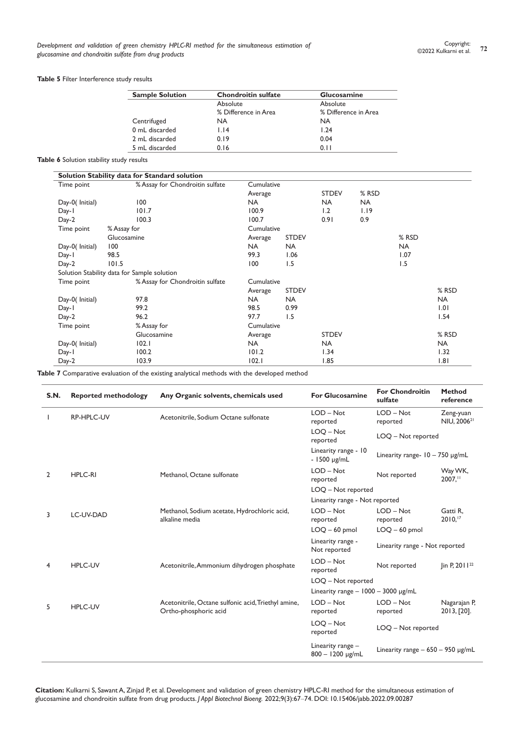**Table 5** Filter Interference study results

| Sample Solution | Chondroitin sulfate | Glucosamine |
|---|---|---|
| | Absolute % Difference in Area | Absolute % Difference in Area |
| Centrifuged | NA | NA |
| 0 mL discarded | 1.14 | 1.24 |
| 2 mL discarded | 0.19 | 0.04 |
| 5 mL discarded | 0.16 | 0.11 |

**Table 6** Solution stability study results

| Solution Stability data for Standard solution | | | | |
|---|---|---|---|---|
| Time point | % Assay for Chondroitin sulfate | Cumulative Average | STDEV | % RSD |
| Day-0( Initial) | 100 | NA | NA | NA |
| Day-1 | 101.7 | 100.9 | 1.2 | 1.19 |
| Day-2 | 100.3 | 100.7 | 0.91 | 0.9 |
| Time point | % Assay for Glucosamine | Cumulative Average | STDEV | % RSD |
| Day-0( Initial) | 100 | NA | NA | NA |
| Day-1 | 98.5 | 99.3 | 1.06 | 1.07 |
| Day-2 | 101.5 | 100 | 1.5 | 1.5 |
| Solution Stability data for Sample solution | | | | |
| Time point | % Assay for Chondroitin sulfate | Cumulative Average | STDEV | % RSD |
| Day-0( Initial) | 97.8 | NA | NA | NA |
| Day-1 | 99.2 | 98.5 | 0.99 | 1.01 |
| Day-2 | 96.2 | 97.7 | 1.5 | 1.54 |
| Time point | % Assay for Glucosamine | Cumulative Average | STDEV | % RSD |
| Day-0( Initial) | 102.1 | NA | NA | NA |
| Day-1 | 100.2 | 101.2 | 1.34 | 1.32 |
| Day-2 | 103.9 | 102.1 | 1.85 | 1.81 |

**Table 7** Comparative evaluation of the existing analytical methods with the developed method

| S.N. | Reported methodology | Any Organic solvents, chemicals used | For Glucosamine | For Chondroitin sulfate | Method reference |
|---|---|---|---|---|---|
| 1 | RP-HPLC-UV | Acetonitrile, Sodium Octane sulfonate | LOD – Not reported | LOD – Not reported | Zeng-yuan NIU, 2006[21] |
| | | | LOQ – Not reported | LOQ – Not reported | |
| | | | Linearity range - 10 - 1500 µg/mL | Linearity range- 10 – 750 µg/mL | |
| 2 | HPLC-RI | Methanol, Octane sulfonate | LOD – Not reported | Not reported | Way WK, 2007,[11] |
| | | | LOQ – Not reported | | |
| | | | Linearity range - Not reported | | |
| 3 | LC-UV-DAD | Methanol, Sodium acetate, Hydrochloric acid, alkaline media | LOD – Not reported | LOD – Not reported | Gatti R, 2010,[17] |
| | | | LOQ – 60 pmol | LOQ – 60 pmol | |
| | | | Linearity range - Not reported | Linearity range - Not reported | |
| 4 | HPLC-UV | Acetonitrile, Ammonium dihydrogen phosphate | LOD – Not reported | Not reported | Jin P, 2011[22] |
| | | | LOQ – Not reported | | |
| | | | Linearity range – 1000 – 3000 µg/mL | | |
| 5 | HPLC-UV | Acetonitrile, Octane sulfonic acid, Triethyl amine, Ortho-phosphoric acid | LOD – Not reported | LOD – Not reported | Nagarajan P, 2013, [20]. |
| | | | LOQ – Not reported | LOQ – Not reported | |
| | | | Linearity range – 800 – 1200 µg/mL | Linearity range – 650 – 950 µg/mL | |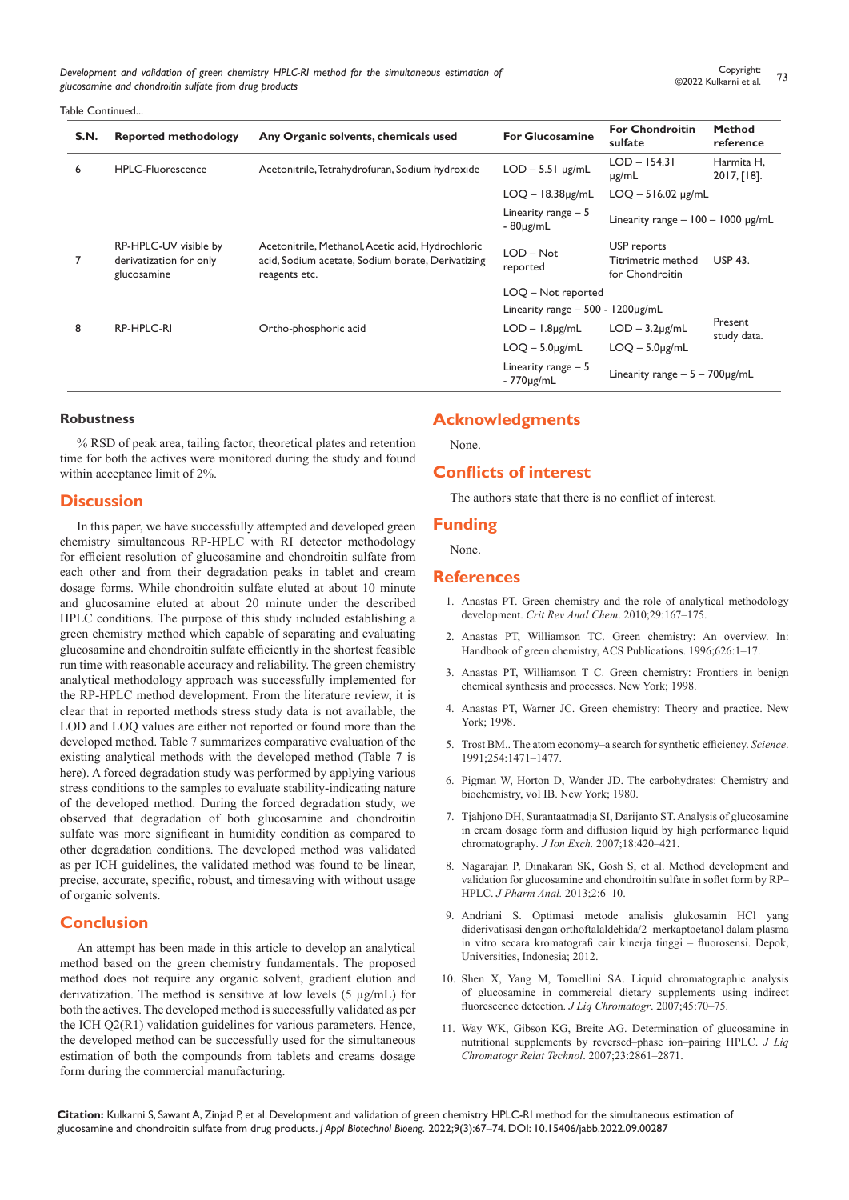Table Continued...

| S.N. | Reported methodology | Any Organic solvents, chemicals used | For Glucosamine | For Chondroitin sulfate | Method reference |
|---|---|---|---|---|---|
| 6 | HPLC-Fluorescence | Acetonitrile, Tetrahydrofuran, Sodium hydroxide | LOD – 5.51 µg/mL | LOD – 154.31 µg/mL | Harmita H, 2017, [18]. |
| | | | LOQ – 18.38µg/mL | LOQ – 516.02 µg/mL | |
| | | | Linearity range – 5 - 80µg/mL | Linearity range – 100 – 1000 µg/mL | |
| 7 | RP-HPLC-UV visible by derivatization for only glucosamine | Acetonitrile, Methanol, Acetic acid, Hydrochloric acid, Sodium acetate, Sodium borate, Derivatizing reagents etc. | LOD – Not reported | USP reports Titrimetric method for Chondroitin | USP 43. |
| | | | LOQ – Not reported | | |
| | | | Linearity range – 500 - 1200µg/mL | | |
| 8 | RP-HPLC-RI | Ortho-phosphoric acid | LOD – 1.8µg/mL | LOD – 3.2µg/mL | Present study data. |
| | | | LOQ – 5.0µg/mL | LOQ – 5.0µg/mL | |
| | | | Linearity range – 5 - 770µg/mL | Linearity range – 5 – 700µg/mL | |

### Robustness

% RSD of peak area, tailing factor, theoretical plates and retention time for both the actives were monitored during the study and found within acceptance limit of 2%.

## Discussion

In this paper, we have successfully attempted and developed green chemistry simultaneous RP-HPLC with RI detector methodology for efficient resolution of glucosamine and chondroitin sulfate from each other and from their degradation peaks in tablet and cream dosage forms. While chondroitin sulfate eluted at about 10 minute and glucosamine eluted at about 20 minute under the described HPLC conditions. The purpose of this study included establishing a green chemistry method which capable of separating and evaluating glucosamine and chondroitin sulfate efficiently in the shortest feasible run time with reasonable accuracy and reliability. The green chemistry analytical methodology approach was successfully implemented for the RP-HPLC method development. From the literature review, it is clear that in reported methods stress study data is not available, the LOD and LOQ values are either not reported or found more than the developed method. Table 7 summarizes comparative evaluation of the existing analytical methods with the developed method (Table 7 is here). A forced degradation study was performed by applying various stress conditions to the samples to evaluate stability-indicating nature of the developed method. During the forced degradation study, we observed that degradation of both glucosamine and chondroitin sulfate was more significant in humidity condition as compared to other degradation conditions. The developed method was validated as per ICH guidelines, the validated method was found to be linear, precise, accurate, specific, robust, and timesaving with without usage of organic solvents.

## Conclusion

An attempt has been made in this article to develop an analytical method based on the green chemistry fundamentals. The proposed method does not require any organic solvent, gradient elution and derivatization. The method is sensitive at low levels (5 µg/mL) for both the actives. The developed method is successfully validated as per the ICH Q2(R1) validation guidelines for various parameters. Hence, the developed method can be successfully used for the simultaneous estimation of both the compounds from tablets and creams dosage form during the commercial manufacturing.

## Acknowledgments

None.

## Conflicts of interest

The authors state that there is no conflict of interest.

## Funding

None.

## References

1. Anastas PT. Green chemistry and the role of analytical methodology development. *Crit Rev Anal Chem*. 2010;29:167–175.
2. Anastas PT, Williamson TC. Green chemistry: An overview. In: Handbook of green chemistry, ACS Publications. 1996;626:1–17.
3. Anastas PT, Williamson T C. Green chemistry: Frontiers in benign chemical synthesis and processes. New York; 1998.
4. Anastas PT, Warner JC. Green chemistry: Theory and practice. New York; 1998.
5. Trost BM.. The atom economy–a search for synthetic efficiency. *Science*. 1991;254:1471–1477.
6. Pigman W, Horton D, Wander JD. The carbohydrates: Chemistry and biochemistry, vol IB. New York; 1980.
7. Tjahjono DH, Surantaatmadja SI, Darijanto ST. Analysis of glucosamine in cream dosage form and diffusion liquid by high performance liquid chromatography. *J Ion Exch.* 2007;18:420–421.
8. Nagarajan P, Dinakaran SK, Gosh S, et al. Method development and validation for glucosamine and chondroitin sulfate in soflet form by RP–HPLC. *J Pharm Anal.* 2013;2:6–10.
9. Andriani S. Optimasi metode analisis glukosamin HCl yang diderivatisasi dengan orthoftalaldehida/2–merkaptoetanol dalam plasma in vitro secara kromatografi cair kinerja tinggi – fluorosensi. Depok, Universities, Indonesia; 2012.
10. Shen X, Yang M, Tomellini SA. Liquid chromatographic analysis of glucosamine in commercial dietary supplements using indirect fluorescence detection. *J Liq Chromatogr*. 2007;45:70–75.
11. Way WK, Gibson KG, Breite AG. Determination of glucosamine in nutritional supplements by reversed–phase ion–pairing HPLC. *J Liq Chromatogr Relat Technol*. 2007;23:2861–2871.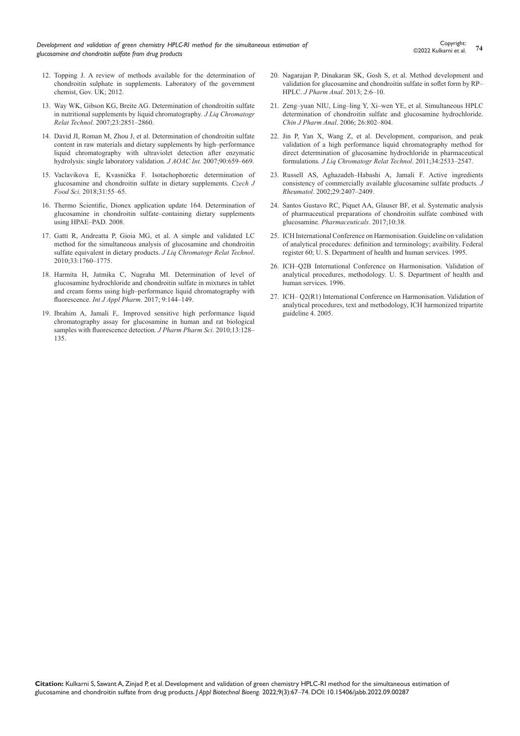12. Topping J. A review of methods available for the determination of chondroitin sulphate in supplements. Laboratory of the government chemist, Gov. UK; 2012.
13. Way WK, Gibson KG, Breite AG. Determination of chondroitin sulfate in nutritional supplements by liquid chromatography. *J Liq Chromatogr Relat Technol*. 2007;23:2851–2860.
14. David JI, Roman M, Zhou J, et al. Determination of chondroitin sulfate content in raw materials and dietary supplements by high–performance liquid chromatography with ultraviolet detection after enzymatic hydrolysis: single laboratory validation. *J AOAC Int.* 2007;90:659–669.
15. Vaclavikova E, Kvasnička F. Isotachophoretic determination of glucosamine and chondroitin sulfate in dietary supplements. *Czech J Food Sci.* 2018;31:55–65.
16. Thermo Scientific, Dionex application update 164. Determination of glucosamine in chondroitin sulfate–containing dietary supplements using HPAE–PAD. 2008.
17. Gatti R, Andreatta P, Gioia MG, et al. A simple and validated LC method for the simultaneous analysis of glucosamine and chondroitin sulfate equivalent in dietary products. *J Liq Chromatogr Relat Technol*. 2010;33:1760–1775.
18. Harmita H, Jatmika C, Nugraha MI. Determination of level of glucosamine hydrochloride and chondroitin sulfate in mixtures in tablet and cream forms using high–performance liquid chromatography with fluorescence. *Int J Appl Pharm*. 2017; 9:144–149.
19. Ibrahim A, Jamali F,. Improved sensitive high performance liquid chromatography assay for glucosamine in human and rat biological samples with fluorescence detection. *J Pharm Pharm Sci*. 2010;13:128–135.
20. Nagarajan P, Dinakaran SK, Gosh S, et al. Method development and validation for glucosamine and chondroitin sulfate in soflet form by RP–HPLC. *J Pharm Anal*. 2013; 2:6–10.
21. Zeng–yuan NIU, Ling–ling Y, Xi–wen YE, et al. Simultaneous HPLC determination of chondroitin sulfate and glucosamine hydrochloride. *Chin J Pharm Anal*. 2006; 26:802–804.
22. Jin P, Yan X, Wang Z, et al. Development, comparison, and peak validation of a high performance liquid chromatography method for direct determination of glucosamine hydrochloride in pharmaceutical formulations. *J Liq Chromatogr Relat Technol*. 2011;34:2533–2547.
23. Russell AS, Aghazadeh–Habashi A, Jamali F. Active ingredients consistency of commercially available glucosamine sulfate products. *J Rheumatol*. 2002;29:2407–2409.
24. Santos Gustavo RC, Piquet AA, Glauser BF, et al. Systematic analysis of pharmaceutical preparations of chondroitin sulfate combined with glucosamine. *Pharmaceuticals*. 2017;10:38.
25. ICH International Conference on Harmonisation. Guideline on validation of analytical procedures: definition and terminology; avaibility. Federal register 60; U. S. Department of health and human services. 1995.
26. ICH–Q2B International Conference on Harmonisation. Validation of analytical procedures, methodology. U. S. Department of health and human services. 1996.
27. ICH– Q2(R1) International Conference on Harmonisation. Validation of analytical procedures, text and methodology, ICH harmonized tripartite guideline 4. 2005.